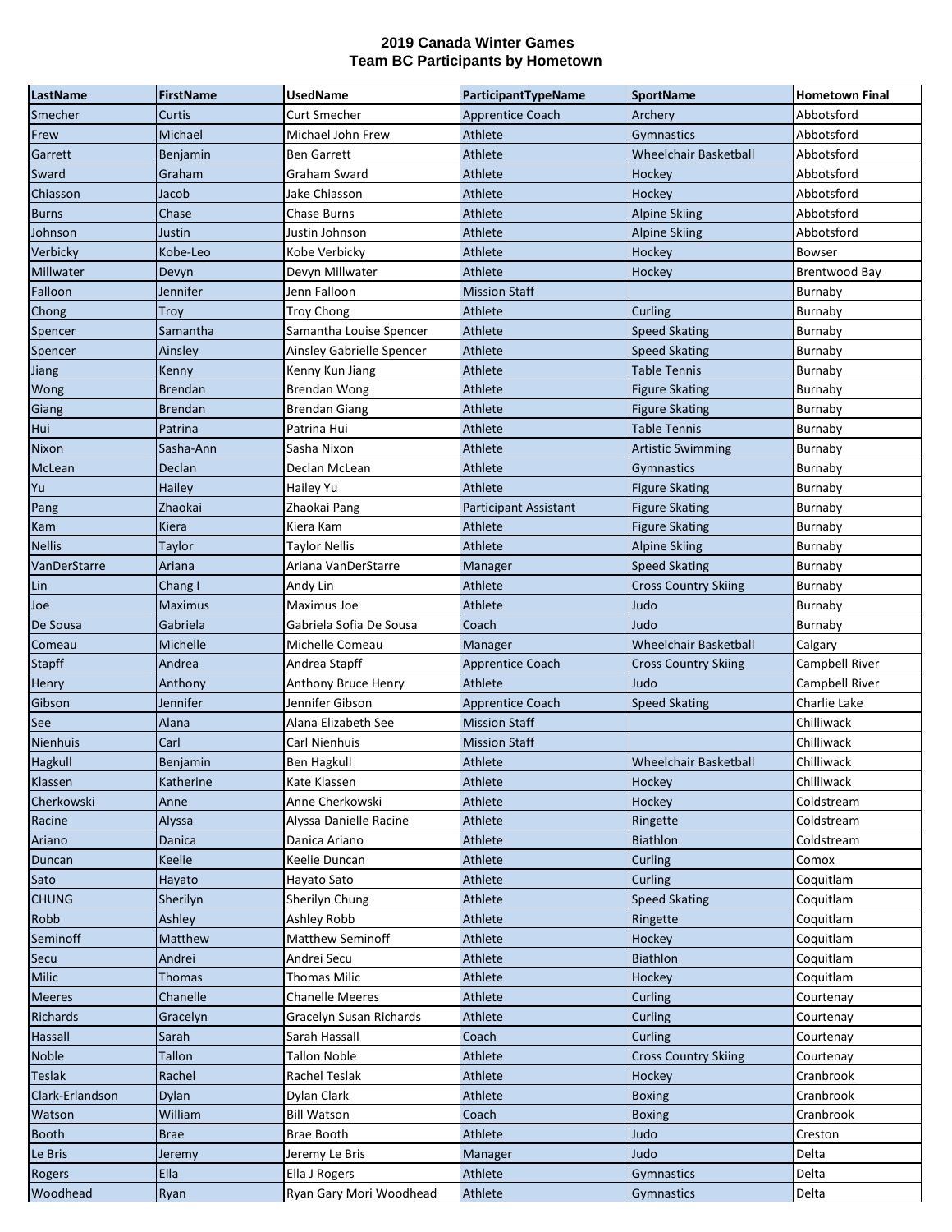# 2019 Canada Winter Games
## Team BC Participants by Hometown

| LastName | FirstName | UsedName | ParticipantTypeName | SportName | Hometown Final |
|---|---|---|---|---|---|
| Smecher | Curtis | Curt Smecher | Apprentice Coach | Archery | Abbotsford |
| Frew | Michael | Michael John Frew | Athlete | Gymnastics | Abbotsford |
| Garrett | Benjamin | Ben Garrett | Athlete | Wheelchair Basketball | Abbotsford |
| Sward | Graham | Graham Sward | Athlete | Hockey | Abbotsford |
| Chiasson | Jacob | Jake Chiasson | Athlete | Hockey | Abbotsford |
| Burns | Chase | Chase Burns | Athlete | Alpine Skiing | Abbotsford |
| Johnson | Justin | Justin Johnson | Athlete | Alpine Skiing | Abbotsford |
| Verbicky | Kobe-Leo | Kobe Verbicky | Athlete | Hockey | Bowser |
| Millwater | Devyn | Devyn Millwater | Athlete | Hockey | Brentwood Bay |
| Falloon | Jennifer | Jenn Falloon | Mission Staff | | Burnaby |
| Chong | Troy | Troy Chong | Athlete | Curling | Burnaby |
| Spencer | Samantha | Samantha Louise Spencer | Athlete | Speed Skating | Burnaby |
| Spencer | Ainsley | Ainsley Gabrielle Spencer | Athlete | Speed Skating | Burnaby |
| Jiang | Kenny | Kenny Kun Jiang | Athlete | Table Tennis | Burnaby |
| Wong | Brendan | Brendan Wong | Athlete | Figure Skating | Burnaby |
| Giang | Brendan | Brendan Giang | Athlete | Figure Skating | Burnaby |
| Hui | Patrina | Patrina Hui | Athlete | Table Tennis | Burnaby |
| Nixon | Sasha-Ann | Sasha Nixon | Athlete | Artistic Swimming | Burnaby |
| McLean | Declan | Declan McLean | Athlete | Gymnastics | Burnaby |
| Yu | Hailey | Hailey Yu | Athlete | Figure Skating | Burnaby |
| Pang | Zhaokai | Zhaokai Pang | Participant Assistant | Figure Skating | Burnaby |
| Kam | Kiera | Kiera Kam | Athlete | Figure Skating | Burnaby |
| Nellis | Taylor | Taylor Nellis | Athlete | Alpine Skiing | Burnaby |
| VanDerStarre | Ariana | Ariana VanDerStarre | Manager | Speed Skating | Burnaby |
| Lin | Chang I | Andy Lin | Athlete | Cross Country Skiing | Burnaby |
| Joe | Maximus | Maximus Joe | Athlete | Judo | Burnaby |
| De Sousa | Gabriela | Gabriela Sofia De Sousa | Coach | Judo | Burnaby |
| Comeau | Michelle | Michelle Comeau | Manager | Wheelchair Basketball | Calgary |
| Stapff | Andrea | Andrea Stapff | Apprentice Coach | Cross Country Skiing | Campbell River |
| Henry | Anthony | Anthony Bruce Henry | Athlete | Judo | Campbell River |
| Gibson | Jennifer | Jennifer Gibson | Apprentice Coach | Speed Skating | Charlie Lake |
| See | Alana | Alana Elizabeth See | Mission Staff | | Chilliwack |
| Nienhuis | Carl | Carl Nienhuis | Mission Staff | | Chilliwack |
| Hagkull | Benjamin | Ben Hagkull | Athlete | Wheelchair Basketball | Chilliwack |
| Klassen | Katherine | Kate Klassen | Athlete | Hockey | Chilliwack |
| Cherkowski | Anne | Anne Cherkowski | Athlete | Hockey | Coldstream |
| Racine | Alyssa | Alyssa Danielle Racine | Athlete | Ringette | Coldstream |
| Ariano | Danica | Danica Ariano | Athlete | Biathlon | Coldstream |
| Duncan | Keelie | Keelie Duncan | Athlete | Curling | Comox |
| Sato | Hayato | Hayato Sato | Athlete | Curling | Coquitlam |
| CHUNG | Sherilyn | Sherilyn Chung | Athlete | Speed Skating | Coquitlam |
| Robb | Ashley | Ashley Robb | Athlete | Ringette | Coquitlam |
| Seminoff | Matthew | Matthew Seminoff | Athlete | Hockey | Coquitlam |
| Secu | Andrei | Andrei Secu | Athlete | Biathlon | Coquitlam |
| Milic | Thomas | Thomas Milic | Athlete | Hockey | Coquitlam |
| Meeres | Chanelle | Chanelle Meeres | Athlete | Curling | Courtenay |
| Richards | Gracelyn | Gracelyn Susan Richards | Athlete | Curling | Courtenay |
| Hassall | Sarah | Sarah Hassall | Coach | Curling | Courtenay |
| Noble | Tallon | Tallon Noble | Athlete | Cross Country Skiing | Courtenay |
| Teslak | Rachel | Rachel Teslak | Athlete | Hockey | Cranbrook |
| Clark-Erlandson | Dylan | Dylan Clark | Athlete | Boxing | Cranbrook |
| Watson | William | Bill Watson | Coach | Boxing | Cranbrook |
| Booth | Brae | Brae Booth | Athlete | Judo | Creston |
| Le Bris | Jeremy | Jeremy Le Bris | Manager | Judo | Delta |
| Rogers | Ella | Ella J Rogers | Athlete | Gymnastics | Delta |
| Woodhead | Ryan | Ryan Gary Mori Woodhead | Athlete | Gymnastics | Delta |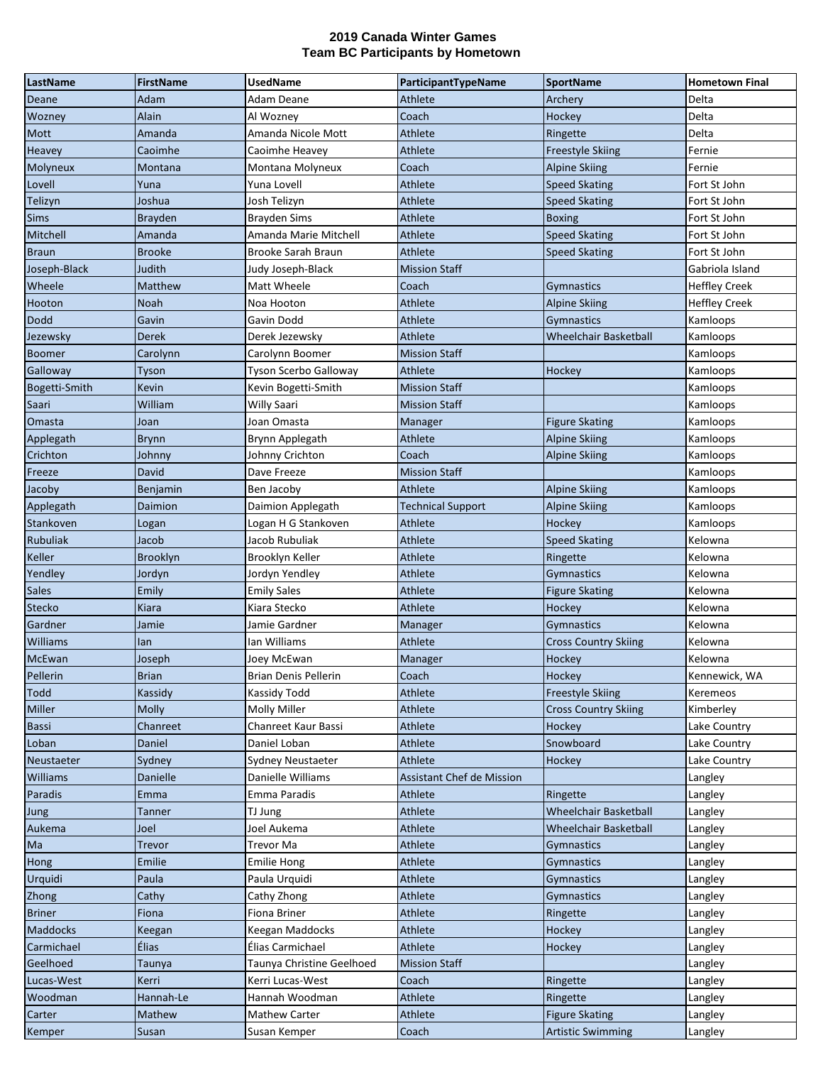# 2019 Canada Winter Games
## Team BC Participants by Hometown

| LastName | FirstName | UsedName | ParticipantTypeName | SportName | Hometown Final |
|---|---|---|---|---|---|
| Deane | Adam | Adam Deane | Athlete | Archery | Delta |
| Wozney | Alain | Al Wozney | Coach | Hockey | Delta |
| Mott | Amanda | Amanda Nicole Mott | Athlete | Ringette | Delta |
| Heavey | Caoimhe | Caoimhe Heavey | Athlete | Freestyle Skiing | Fernie |
| Molyneux | Montana | Montana Molyneux | Coach | Alpine Skiing | Fernie |
| Lovell | Yuna | Yuna Lovell | Athlete | Speed Skating | Fort St John |
| Telizyn | Joshua | Josh Telizyn | Athlete | Speed Skating | Fort St John |
| Sims | Brayden | Brayden Sims | Athlete | Boxing | Fort St John |
| Mitchell | Amanda | Amanda Marie Mitchell | Athlete | Speed Skating | Fort St John |
| Braun | Brooke | Brooke Sarah Braun | Athlete | Speed Skating | Fort St John |
| Joseph-Black | Judith | Judy Joseph-Black | Mission Staff | | Gabriola Island |
| Wheele | Matthew | Matt Wheele | Coach | Gymnastics | Heffley Creek |
| Hooton | Noah | Noa Hooton | Athlete | Alpine Skiing | Heffley Creek |
| Dodd | Gavin | Gavin Dodd | Athlete | Gymnastics | Kamloops |
| Jezewsky | Derek | Derek Jezewsky | Athlete | Wheelchair Basketball | Kamloops |
| Boomer | Carolynn | Carolynn Boomer | Mission Staff | | Kamloops |
| Galloway | Tyson | Tyson Scerbo Galloway | Athlete | Hockey | Kamloops |
| Bogetti-Smith | Kevin | Kevin Bogetti-Smith | Mission Staff | | Kamloops |
| Saari | William | Willy Saari | Mission Staff | | Kamloops |
| Omasta | Joan | Joan Omasta | Manager | Figure Skating | Kamloops |
| Applegath | Brynn | Brynn Applegath | Athlete | Alpine Skiing | Kamloops |
| Crichton | Johnny | Johnny Crichton | Coach | Alpine Skiing | Kamloops |
| Freeze | David | Dave Freeze | Mission Staff | | Kamloops |
| Jacoby | Benjamin | Ben Jacoby | Athlete | Alpine Skiing | Kamloops |
| Applegath | Daimion | Daimion Applegath | Technical Support | Alpine Skiing | Kamloops |
| Stankoven | Logan | Logan H G Stankoven | Athlete | Hockey | Kamloops |
| Rubuliak | Jacob | Jacob Rubuliak | Athlete | Speed Skating | Kelowna |
| Keller | Brooklyn | Brooklyn Keller | Athlete | Ringette | Kelowna |
| Yendley | Jordyn | Jordyn Yendley | Athlete | Gymnastics | Kelowna |
| Sales | Emily | Emily Sales | Athlete | Figure Skating | Kelowna |
| Stecko | Kiara | Kiara Stecko | Athlete | Hockey | Kelowna |
| Gardner | Jamie | Jamie Gardner | Manager | Gymnastics | Kelowna |
| Williams | Ian | Ian Williams | Athlete | Cross Country Skiing | Kelowna |
| McEwan | Joseph | Joey McEwan | Manager | Hockey | Kelowna |
| Pellerin | Brian | Brian Denis Pellerin | Coach | Hockey | Kennewick, WA |
| Todd | Kassidy | Kassidy Todd | Athlete | Freestyle Skiing | Keremeos |
| Miller | Molly | Molly Miller | Athlete | Cross Country Skiing | Kimberley |
| Bassi | Chanreet | Chanreet Kaur Bassi | Athlete | Hockey | Lake Country |
| Loban | Daniel | Daniel Loban | Athlete | Snowboard | Lake Country |
| Neustaeter | Sydney | Sydney Neustaeter | Athlete | Hockey | Lake Country |
| Williams | Danielle | Danielle Williams | Assistant Chef de Mission | | Langley |
| Paradis | Emma | Emma Paradis | Athlete | Ringette | Langley |
| Jung | Tanner | TJ Jung | Athlete | Wheelchair Basketball | Langley |
| Aukema | Joel | Joel Aukema | Athlete | Wheelchair Basketball | Langley |
| Ma | Trevor | Trevor Ma | Athlete | Gymnastics | Langley |
| Hong | Emilie | Emilie Hong | Athlete | Gymnastics | Langley |
| Urquidi | Paula | Paula Urquidi | Athlete | Gymnastics | Langley |
| Zhong | Cathy | Cathy Zhong | Athlete | Gymnastics | Langley |
| Briner | Fiona | Fiona Briner | Athlete | Ringette | Langley |
| Maddocks | Keegan | Keegan Maddocks | Athlete | Hockey | Langley |
| Carmichael | Élias | Élias Carmichael | Athlete | Hockey | Langley |
| Geelhoed | Taunya | Taunya Christine Geelhoed | Mission Staff | | Langley |
| Lucas-West | Kerri | Kerri Lucas-West | Coach | Ringette | Langley |
| Woodman | Hannah-Le | Hannah Woodman | Athlete | Ringette | Langley |
| Carter | Mathew | Mathew Carter | Athlete | Figure Skating | Langley |
| Kemper | Susan | Susan Kemper | Coach | Artistic Swimming | Langley |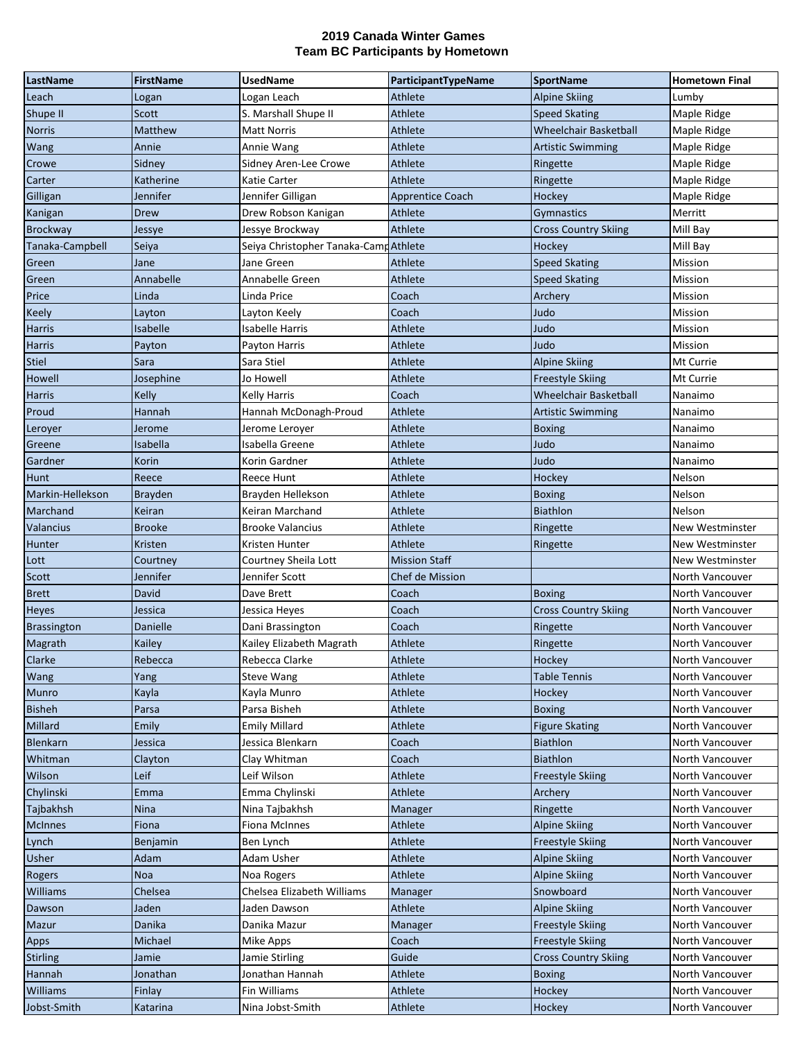**2019 Canada Winter Games**
**Team BC Participants by Hometown**

| LastName | FirstName | UsedName | ParticipantTypeName | SportName | Hometown Final |
|---|---|---|---|---|---|
| Leach | Logan | Logan Leach | Athlete | Alpine Skiing | Lumby |
| Shupe II | Scott | S. Marshall Shupe II | Athlete | Speed Skating | Maple Ridge |
| Norris | Matthew | Matt Norris | Athlete | Wheelchair Basketball | Maple Ridge |
| Wang | Annie | Annie Wang | Athlete | Artistic Swimming | Maple Ridge |
| Crowe | Sidney | Sidney Aren-Lee Crowe | Athlete | Ringette | Maple Ridge |
| Carter | Katherine | Katie Carter | Athlete | Ringette | Maple Ridge |
| Gilligan | Jennifer | Jennifer Gilligan | Apprentice Coach | Hockey | Maple Ridge |
| Kanigan | Drew | Drew Robson Kanigan | Athlete | Gymnastics | Merritt |
| Brockway | Jessye | Jessye Brockway | Athlete | Cross Country Skiing | Mill Bay |
| Tanaka-Campbell | Seiya | Seiya Christopher Tanaka-Camp | Athlete | Hockey | Mill Bay |
| Green | Jane | Jane Green | Athlete | Speed Skating | Mission |
| Green | Annabelle | Annabelle Green | Athlete | Speed Skating | Mission |
| Price | Linda | Linda Price | Coach | Archery | Mission |
| Keely | Layton | Layton Keely | Coach | Judo | Mission |
| Harris | Isabelle | Isabelle Harris | Athlete | Judo | Mission |
| Harris | Payton | Payton Harris | Athlete | Judo | Mission |
| Stiel | Sara | Sara Stiel | Athlete | Alpine Skiing | Mt Currie |
| Howell | Josephine | Jo Howell | Athlete | Freestyle Skiing | Mt Currie |
| Harris | Kelly | Kelly Harris | Coach | Wheelchair Basketball | Nanaimo |
| Proud | Hannah | Hannah McDonagh-Proud | Athlete | Artistic Swimming | Nanaimo |
| Leroyer | Jerome | Jerome Leroyer | Athlete | Boxing | Nanaimo |
| Greene | Isabella | Isabella Greene | Athlete | Judo | Nanaimo |
| Gardner | Korin | Korin Gardner | Athlete | Judo | Nanaimo |
| Hunt | Reece | Reece Hunt | Athlete | Hockey | Nelson |
| Markin-Hellekson | Brayden | Brayden Hellekson | Athlete | Boxing | Nelson |
| Marchand | Keiran | Keiran Marchand | Athlete | Biathlon | Nelson |
| Valancius | Brooke | Brooke Valancius | Athlete | Ringette | New Westminster |
| Hunter | Kristen | Kristen Hunter | Athlete | Ringette | New Westminster |
| Lott | Courtney | Courtney Sheila Lott | Mission Staff | | New Westminster |
| Scott | Jennifer | Jennifer Scott | Chef de Mission | | North Vancouver |
| Brett | David | Dave Brett | Coach | Boxing | North Vancouver |
| Heyes | Jessica | Jessica Heyes | Coach | Cross Country Skiing | North Vancouver |
| Brassington | Danielle | Dani Brassington | Coach | Ringette | North Vancouver |
| Magrath | Kailey | Kailey Elizabeth Magrath | Athlete | Ringette | North Vancouver |
| Clarke | Rebecca | Rebecca Clarke | Athlete | Hockey | North Vancouver |
| Wang | Yang | Steve Wang | Athlete | Table Tennis | North Vancouver |
| Munro | Kayla | Kayla Munro | Athlete | Hockey | North Vancouver |
| Bisheh | Parsa | Parsa Bisheh | Athlete | Boxing | North Vancouver |
| Millard | Emily | Emily Millard | Athlete | Figure Skating | North Vancouver |
| Blenkarn | Jessica | Jessica Blenkarn | Coach | Biathlon | North Vancouver |
| Whitman | Clayton | Clay Whitman | Coach | Biathlon | North Vancouver |
| Wilson | Leif | Leif Wilson | Athlete | Freestyle Skiing | North Vancouver |
| Chylinski | Emma | Emma Chylinski | Athlete | Archery | North Vancouver |
| Tajbakhsh | Nina | Nina Tajbakhsh | Manager | Ringette | North Vancouver |
| McInnes | Fiona | Fiona McInnes | Athlete | Alpine Skiing | North Vancouver |
| Lynch | Benjamin | Ben Lynch | Athlete | Freestyle Skiing | North Vancouver |
| Usher | Adam | Adam Usher | Athlete | Alpine Skiing | North Vancouver |
| Rogers | Noa | Noa Rogers | Athlete | Alpine Skiing | North Vancouver |
| Williams | Chelsea | Chelsea Elizabeth Williams | Manager | Snowboard | North Vancouver |
| Dawson | Jaden | Jaden Dawson | Athlete | Alpine Skiing | North Vancouver |
| Mazur | Danika | Danika Mazur | Manager | Freestyle Skiing | North Vancouver |
| Apps | Michael | Mike Apps | Coach | Freestyle Skiing | North Vancouver |
| Stirling | Jamie | Jamie Stirling | Guide | Cross Country Skiing | North Vancouver |
| Hannah | Jonathan | Jonathan Hannah | Athlete | Boxing | North Vancouver |
| Williams | Finlay | Fin Williams | Athlete | Hockey | North Vancouver |
| Jobst-Smith | Katarina | Nina Jobst-Smith | Athlete | Hockey | North Vancouver |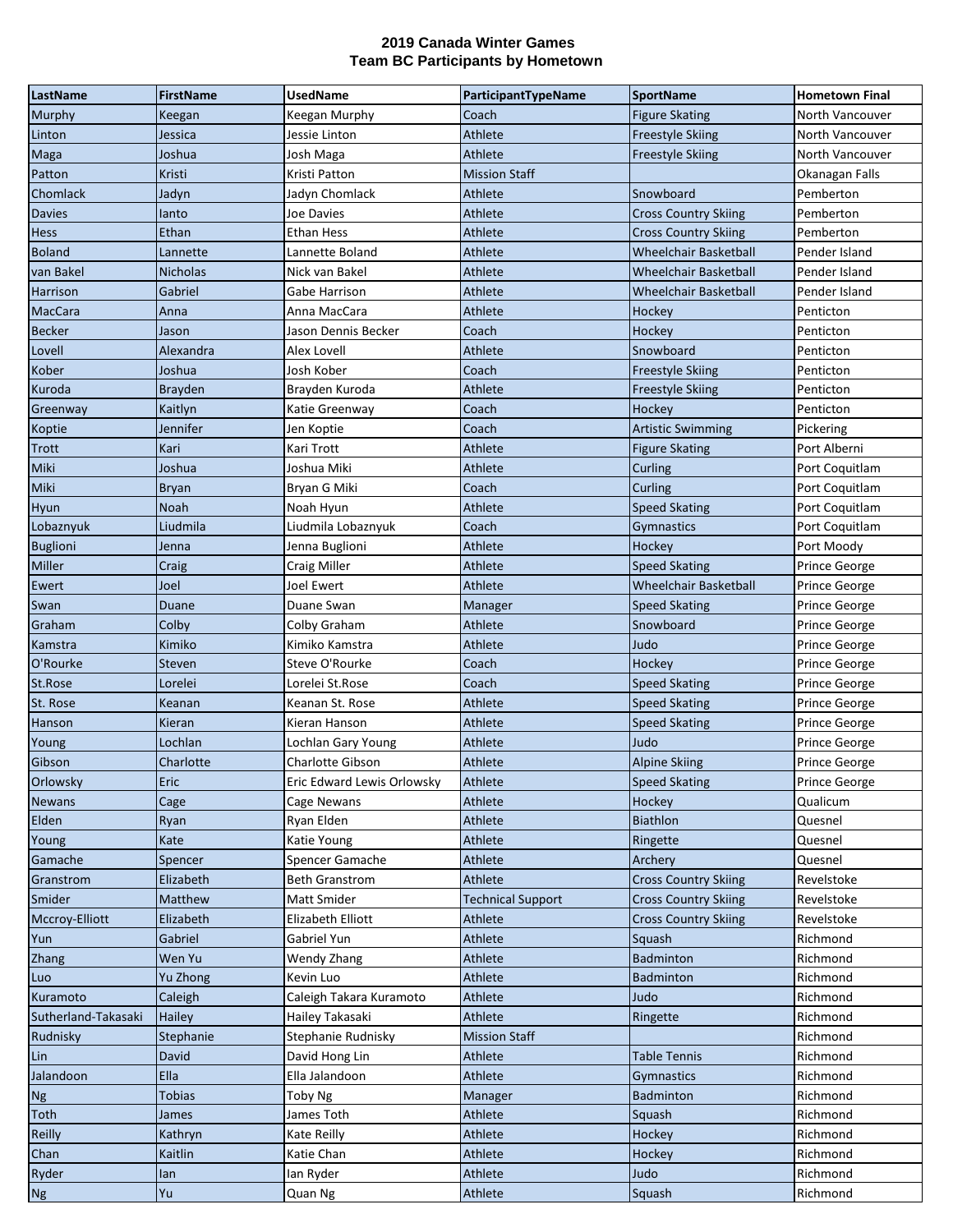# 2019 Canada Winter Games
## Team BC Participants by Hometown

| LastName | FirstName | UsedName | ParticipantTypeName | SportName | Hometown Final |
|---|---|---|---|---|---|
| Murphy | Keegan | Keegan Murphy | Coach | Figure Skating | North Vancouver |
| Linton | Jessica | Jessie Linton | Athlete | Freestyle Skiing | North Vancouver |
| Maga | Joshua | Josh Maga | Athlete | Freestyle Skiing | North Vancouver |
| Patton | Kristi | Kristi Patton | Mission Staff | | Okanagan Falls |
| Chomlack | Jadyn | Jadyn Chomlack | Athlete | Snowboard | Pemberton |
| Davies | Ianto | Joe Davies | Athlete | Cross Country Skiing | Pemberton |
| Hess | Ethan | Ethan Hess | Athlete | Cross Country Skiing | Pemberton |
| Boland | Lannette | Lannette Boland | Athlete | Wheelchair Basketball | Pender Island |
| van Bakel | Nicholas | Nick van Bakel | Athlete | Wheelchair Basketball | Pender Island |
| Harrison | Gabriel | Gabe Harrison | Athlete | Wheelchair Basketball | Pender Island |
| MacCara | Anna | Anna MacCara | Athlete | Hockey | Penticton |
| Becker | Jason | Jason Dennis Becker | Coach | Hockey | Penticton |
| Lovell | Alexandra | Alex Lovell | Athlete | Snowboard | Penticton |
| Kober | Joshua | Josh Kober | Coach | Freestyle Skiing | Penticton |
| Kuroda | Brayden | Brayden Kuroda | Athlete | Freestyle Skiing | Penticton |
| Greenway | Kaitlyn | Katie Greenway | Coach | Hockey | Penticton |
| Koptie | Jennifer | Jen Koptie | Coach | Artistic Swimming | Pickering |
| Trott | Kari | Kari Trott | Athlete | Figure Skating | Port Alberni |
| Miki | Joshua | Joshua Miki | Athlete | Curling | Port Coquitlam |
| Miki | Bryan | Bryan G Miki | Coach | Curling | Port Coquitlam |
| Hyun | Noah | Noah Hyun | Athlete | Speed Skating | Port Coquitlam |
| Lobaznyuk | Liudmila | Liudmila Lobaznyuk | Coach | Gymnastics | Port Coquitlam |
| Buglioni | Jenna | Jenna Buglioni | Athlete | Hockey | Port Moody |
| Miller | Craig | Craig Miller | Athlete | Speed Skating | Prince George |
| Ewert | Joel | Joel Ewert | Athlete | Wheelchair Basketball | Prince George |
| Swan | Duane | Duane Swan | Manager | Speed Skating | Prince George |
| Graham | Colby | Colby Graham | Athlete | Snowboard | Prince George |
| Kamstra | Kimiko | Kimiko Kamstra | Athlete | Judo | Prince George |
| O'Rourke | Steven | Steve O'Rourke | Coach | Hockey | Prince George |
| St.Rose | Lorelei | Lorelei St.Rose | Coach | Speed Skating | Prince George |
| St. Rose | Keanan | Keanan St. Rose | Athlete | Speed Skating | Prince George |
| Hanson | Kieran | Kieran Hanson | Athlete | Speed Skating | Prince George |
| Young | Lochlan | Lochlan Gary Young | Athlete | Judo | Prince George |
| Gibson | Charlotte | Charlotte Gibson | Athlete | Alpine Skiing | Prince George |
| Orlowsky | Eric | Eric Edward Lewis Orlowsky | Athlete | Speed Skating | Prince George |
| Newans | Cage | Cage Newans | Athlete | Hockey | Qualicum |
| Elden | Ryan | Ryan Elden | Athlete | Biathlon | Quesnel |
| Young | Kate | Katie Young | Athlete | Ringette | Quesnel |
| Gamache | Spencer | Spencer Gamache | Athlete | Archery | Quesnel |
| Granstrom | Elizabeth | Beth Granstrom | Athlete | Cross Country Skiing | Revelstoke |
| Smider | Matthew | Matt Smider | Technical Support | Cross Country Skiing | Revelstoke |
| Mccroy-Elliott | Elizabeth | Elizabeth Elliott | Athlete | Cross Country Skiing | Revelstoke |
| Yun | Gabriel | Gabriel Yun | Athlete | Squash | Richmond |
| Zhang | Wen Yu | Wendy Zhang | Athlete | Badminton | Richmond |
| Luo | Yu Zhong | Kevin Luo | Athlete | Badminton | Richmond |
| Kuramoto | Caleigh | Caleigh Takara Kuramoto | Athlete | Judo | Richmond |
| Sutherland-Takasaki | Hailey | Hailey Takasaki | Athlete | Ringette | Richmond |
| Rudnisky | Stephanie | Stephanie Rudnisky | Mission Staff | | Richmond |
| Lin | David | David Hong Lin | Athlete | Table Tennis | Richmond |
| Jalandoon | Ella | Ella Jalandoon | Athlete | Gymnastics | Richmond |
| Ng | Tobias | Toby Ng | Manager | Badminton | Richmond |
| Toth | James | James Toth | Athlete | Squash | Richmond |
| Reilly | Kathryn | Kate Reilly | Athlete | Hockey | Richmond |
| Chan | Kaitlin | Katie Chan | Athlete | Hockey | Richmond |
| Ryder | Ian | Ian Ryder | Athlete | Judo | Richmond |
| Ng | Yu | Quan Ng | Athlete | Squash | Richmond |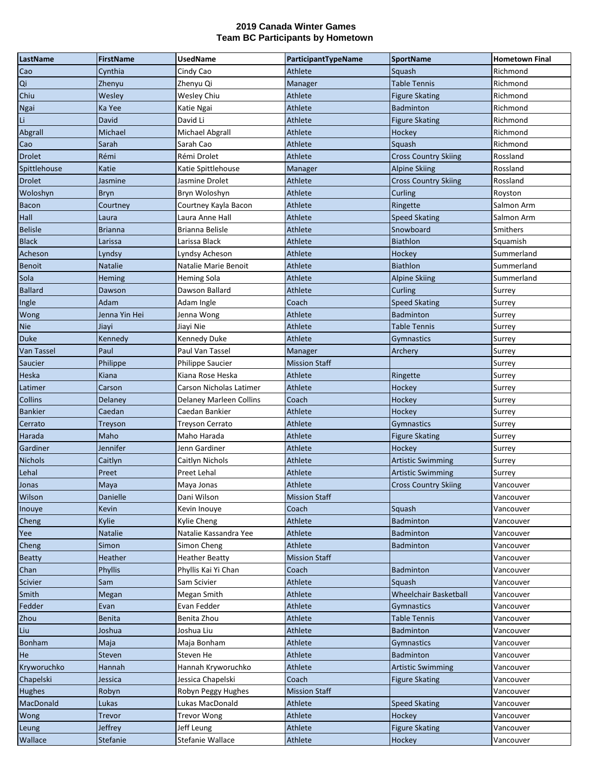## 2019 Canada Winter Games
## Team BC Participants by Hometown

| LastName | FirstName | UsedName | ParticipantTypeName | SportName | Hometown Final |
|---|---|---|---|---|---|
| Cao | Cynthia | Cindy Cao | Athlete | Squash | Richmond |
| Qi | Zhenyu | Zhenyu Qi | Manager | Table Tennis | Richmond |
| Chiu | Wesley | Wesley Chiu | Athlete | Figure Skating | Richmond |
| Ngai | Ka Yee | Katie Ngai | Athlete | Badminton | Richmond |
| Li | David | David Li | Athlete | Figure Skating | Richmond |
| Abgrall | Michael | Michael Abgrall | Athlete | Hockey | Richmond |
| Cao | Sarah | Sarah Cao | Athlete | Squash | Richmond |
| Drolet | Rémi | Rémi Drolet | Athlete | Cross Country Skiing | Rossland |
| Spittlehouse | Katie | Katie Spittlehouse | Manager | Alpine Skiing | Rossland |
| Drolet | Jasmine | Jasmine Drolet | Athlete | Cross Country Skiing | Rossland |
| Woloshyn | Bryn | Bryn Woloshyn | Athlete | Curling | Royston |
| Bacon | Courtney | Courtney Kayla Bacon | Athlete | Ringette | Salmon Arm |
| Hall | Laura | Laura Anne Hall | Athlete | Speed Skating | Salmon Arm |
| Belisle | Brianna | Brianna Belisle | Athlete | Snowboard | Smithers |
| Black | Larissa | Larissa Black | Athlete | Biathlon | Squamish |
| Acheson | Lyndsy | Lyndsy Acheson | Athlete | Hockey | Summerland |
| Benoit | Natalie | Natalie Marie Benoit | Athlete | Biathlon | Summerland |
| Sola | Heming | Heming Sola | Athlete | Alpine Skiing | Summerland |
| Ballard | Dawson | Dawson Ballard | Athlete | Curling | Surrey |
| Ingle | Adam | Adam Ingle | Coach | Speed Skating | Surrey |
| Wong | Jenna Yin Hei | Jenna Wong | Athlete | Badminton | Surrey |
| Nie | Jiayi | Jiayi Nie | Athlete | Table Tennis | Surrey |
| Duke | Kennedy | Kennedy Duke | Athlete | Gymnastics | Surrey |
| Van Tassel | Paul | Paul Van Tassel | Manager | Archery | Surrey |
| Saucier | Philippe | Philippe Saucier | Mission Staff | | Surrey |
| Heska | Kiana | Kiana Rose Heska | Athlete | Ringette | Surrey |
| Latimer | Carson | Carson Nicholas Latimer | Athlete | Hockey | Surrey |
| Collins | Delaney | Delaney Marleen Collins | Coach | Hockey | Surrey |
| Bankier | Caedan | Caedan Bankier | Athlete | Hockey | Surrey |
| Cerrato | Treyson | Treyson Cerrato | Athlete | Gymnastics | Surrey |
| Harada | Maho | Maho Harada | Athlete | Figure Skating | Surrey |
| Gardiner | Jennifer | Jenn Gardiner | Athlete | Hockey | Surrey |
| Nichols | Caitlyn | Caitlyn Nichols | Athlete | Artistic Swimming | Surrey |
| Lehal | Preet | Preet Lehal | Athlete | Artistic Swimming | Surrey |
| Jonas | Maya | Maya Jonas | Athlete | Cross Country Skiing | Vancouver |
| Wilson | Danielle | Dani Wilson | Mission Staff | | Vancouver |
| Inouye | Kevin | Kevin Inouye | Coach | Squash | Vancouver |
| Cheng | Kylie | Kylie Cheng | Athlete | Badminton | Vancouver |
| Yee | Natalie | Natalie Kassandra Yee | Athlete | Badminton | Vancouver |
| Cheng | Simon | Simon Cheng | Athlete | Badminton | Vancouver |
| Beatty | Heather | Heather Beatty | Mission Staff | | Vancouver |
| Chan | Phyllis | Phyllis Kai Yi Chan | Coach | Badminton | Vancouver |
| Scivier | Sam | Sam Scivier | Athlete | Squash | Vancouver |
| Smith | Megan | Megan Smith | Athlete | Wheelchair Basketball | Vancouver |
| Fedder | Evan | Evan Fedder | Athlete | Gymnastics | Vancouver |
| Zhou | Benita | Benita Zhou | Athlete | Table Tennis | Vancouver |
| Liu | Joshua | Joshua Liu | Athlete | Badminton | Vancouver |
| Bonham | Maja | Maja Bonham | Athlete | Gymnastics | Vancouver |
| He | Steven | Steven He | Athlete | Badminton | Vancouver |
| Kryworuchko | Hannah | Hannah Kryworuchko | Athlete | Artistic Swimming | Vancouver |
| Chapelski | Jessica | Jessica Chapelski | Coach | Figure Skating | Vancouver |
| Hughes | Robyn | Robyn Peggy Hughes | Mission Staff | | Vancouver |
| MacDonald | Lukas | Lukas MacDonald | Athlete | Speed Skating | Vancouver |
| Wong | Trevor | Trevor Wong | Athlete | Hockey | Vancouver |
| Leung | Jeffrey | Jeff Leung | Athlete | Figure Skating | Vancouver |
| Wallace | Stefanie | Stefanie Wallace | Athlete | Hockey | Vancouver |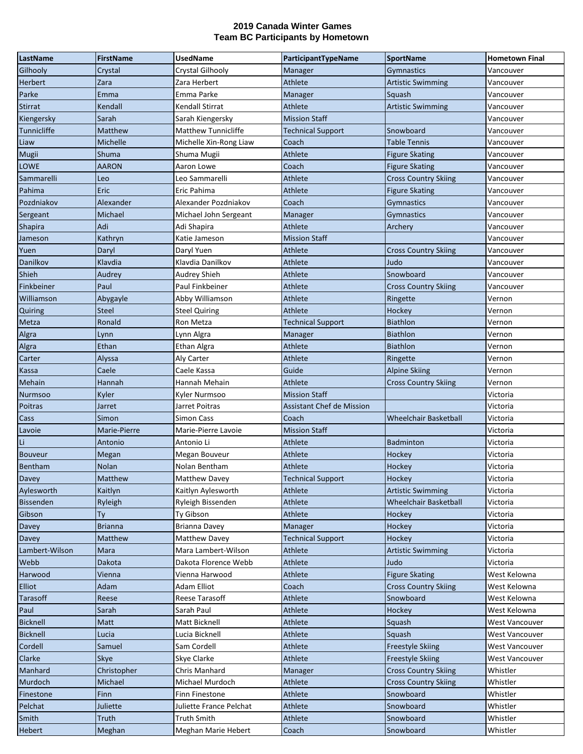**2019 Canada Winter Games**
**Team BC Participants by Hometown**

| LastName | FirstName | UsedName | ParticipantTypeName | SportName | Hometown Final |
|---|---|---|---|---|---|
| Gilhooly | Crystal | Crystal Gilhooly | Manager | Gymnastics | Vancouver |
| Herbert | Zara | Zara Herbert | Athlete | Artistic Swimming | Vancouver |
| Parke | Emma | Emma Parke | Manager | Squash | Vancouver |
| Stirrat | Kendall | Kendall Stirrat | Athlete | Artistic Swimming | Vancouver |
| Kiengersky | Sarah | Sarah Kiengersky | Mission Staff | | Vancouver |
| Tunnicliffe | Matthew | Matthew Tunnicliffe | Technical Support | Snowboard | Vancouver |
| Liaw | Michelle | Michelle Xin-Rong Liaw | Coach | Table Tennis | Vancouver |
| Mugii | Shuma | Shuma Mugii | Athlete | Figure Skating | Vancouver |
| LOWE | AARON | Aaron Lowe | Coach | Figure Skating | Vancouver |
| Sammarelli | Leo | Leo Sammarelli | Athlete | Cross Country Skiing | Vancouver |
| Pahima | Eric | Eric Pahima | Athlete | Figure Skating | Vancouver |
| Pozdniakov | Alexander | Alexander Pozdniakov | Coach | Gymnastics | Vancouver |
| Sergeant | Michael | Michael John Sergeant | Manager | Gymnastics | Vancouver |
| Shapira | Adi | Adi Shapira | Athlete | Archery | Vancouver |
| Jameson | Kathryn | Katie Jameson | Mission Staff | | Vancouver |
| Yuen | Daryl | Daryl Yuen | Athlete | Cross Country Skiing | Vancouver |
| Danilkov | Klavdia | Klavdia Danilkov | Athlete | Judo | Vancouver |
| Shieh | Audrey | Audrey Shieh | Athlete | Snowboard | Vancouver |
| Finkbeiner | Paul | Paul Finkbeiner | Athlete | Cross Country Skiing | Vancouver |
| Williamson | Abygayle | Abby Williamson | Athlete | Ringette | Vernon |
| Quiring | Steel | Steel Quiring | Athlete | Hockey | Vernon |
| Metza | Ronald | Ron Metza | Technical Support | Biathlon | Vernon |
| Algra | Lynn | Lynn Algra | Manager | Biathlon | Vernon |
| Algra | Ethan | Ethan Algra | Athlete | Biathlon | Vernon |
| Carter | Alyssa | Aly Carter | Athlete | Ringette | Vernon |
| Kassa | Caele | Caele Kassa | Guide | Alpine Skiing | Vernon |
| Mehain | Hannah | Hannah Mehain | Athlete | Cross Country Skiing | Vernon |
| Nurmsoo | Kyler | Kyler Nurmsoo | Mission Staff | | Victoria |
| Poitras | Jarret | Jarret Poitras | Assistant Chef de Mission | | Victoria |
| Cass | Simon | Simon Cass | Coach | Wheelchair Basketball | Victoria |
| Lavoie | Marie-Pierre | Marie-Pierre Lavoie | Mission Staff | | Victoria |
| Li | Antonio | Antonio Li | Athlete | Badminton | Victoria |
| Bouveur | Megan | Megan Bouveur | Athlete | Hockey | Victoria |
| Bentham | Nolan | Nolan Bentham | Athlete | Hockey | Victoria |
| Davey | Matthew | Matthew Davey | Technical Support | Hockey | Victoria |
| Aylesworth | Kaitlyn | Kaitlyn Aylesworth | Athlete | Artistic Swimming | Victoria |
| Bissenden | Ryleigh | Ryleigh Bissenden | Athlete | Wheelchair Basketball | Victoria |
| Gibson | Ty | Ty Gibson | Athlete | Hockey | Victoria |
| Davey | Brianna | Brianna Davey | Manager | Hockey | Victoria |
| Davey | Matthew | Matthew Davey | Technical Support | Hockey | Victoria |
| Lambert-Wilson | Mara | Mara Lambert-Wilson | Athlete | Artistic Swimming | Victoria |
| Webb | Dakota | Dakota Florence Webb | Athlete | Judo | Victoria |
| Harwood | Vienna | Vienna Harwood | Athlete | Figure Skating | West Kelowna |
| Elliot | Adam | Adam Elliot | Coach | Cross Country Skiing | West Kelowna |
| Tarasoff | Reese | Reese Tarasoff | Athlete | Snowboard | West Kelowna |
| Paul | Sarah | Sarah Paul | Athlete | Hockey | West Kelowna |
| Bicknell | Matt | Matt Bicknell | Athlete | Squash | West Vancouver |
| Bicknell | Lucia | Lucia Bicknell | Athlete | Squash | West Vancouver |
| Cordell | Samuel | Sam Cordell | Athlete | Freestyle Skiing | West Vancouver |
| Clarke | Skye | Skye Clarke | Athlete | Freestyle Skiing | West Vancouver |
| Manhard | Christopher | Chris Manhard | Manager | Cross Country Skiing | Whistler |
| Murdoch | Michael | Michael Murdoch | Athlete | Cross Country Skiing | Whistler |
| Finestone | Finn | Finn Finestone | Athlete | Snowboard | Whistler |
| Pelchat | Juliette | Juliette France Pelchat | Athlete | Snowboard | Whistler |
| Smith | Truth | Truth Smith | Athlete | Snowboard | Whistler |
| Hebert | Meghan | Meghan Marie Hebert | Coach | Snowboard | Whistler |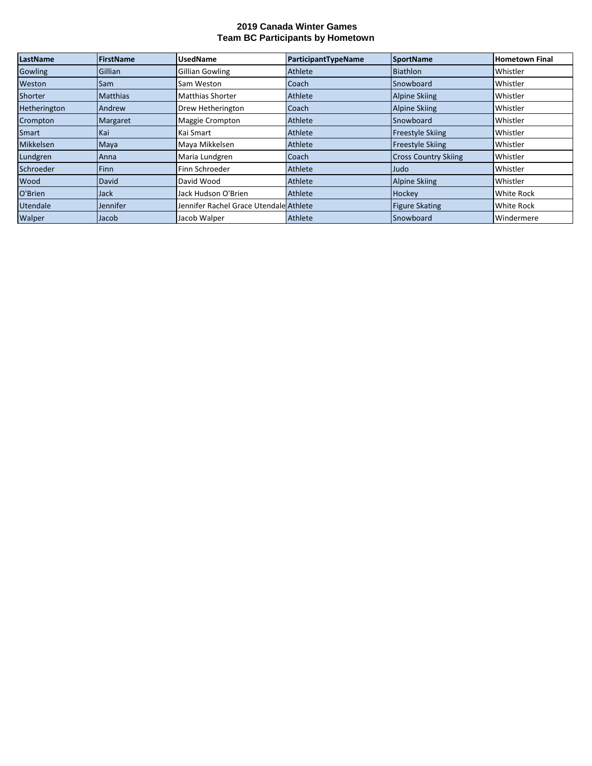# 2019 Canada Winter Games
## Team BC Participants by Hometown

| LastName | FirstName | UsedName | ParticipantTypeName | SportName | Hometown Final |
|---|---|---|---|---|---|
| Gowling | Gillian | Gillian Gowling | Athlete | Biathlon | Whistler |
| Weston | Sam | Sam Weston | Coach | Snowboard | Whistler |
| Shorter | Matthias | Matthias Shorter | Athlete | Alpine Skiing | Whistler |
| Hetherington | Andrew | Drew Hetherington | Coach | Alpine Skiing | Whistler |
| Crompton | Margaret | Maggie Crompton | Athlete | Snowboard | Whistler |
| Smart | Kai | Kai Smart | Athlete | Freestyle Skiing | Whistler |
| Mikkelsen | Maya | Maya Mikkelsen | Athlete | Freestyle Skiing | Whistler |
| Lundgren | Anna | Maria Lundgren | Coach | Cross Country Skiing | Whistler |
| Schroeder | Finn | Finn Schroeder | Athlete | Judo | Whistler |
| Wood | David | David Wood | Athlete | Alpine Skiing | Whistler |
| O'Brien | Jack | Jack Hudson O'Brien | Athlete | Hockey | White Rock |
| Utendale | Jennifer | Jennifer Rachel Grace Utendale | Athlete | Figure Skating | White Rock |
| Walper | Jacob | Jacob Walper | Athlete | Snowboard | Windermere |